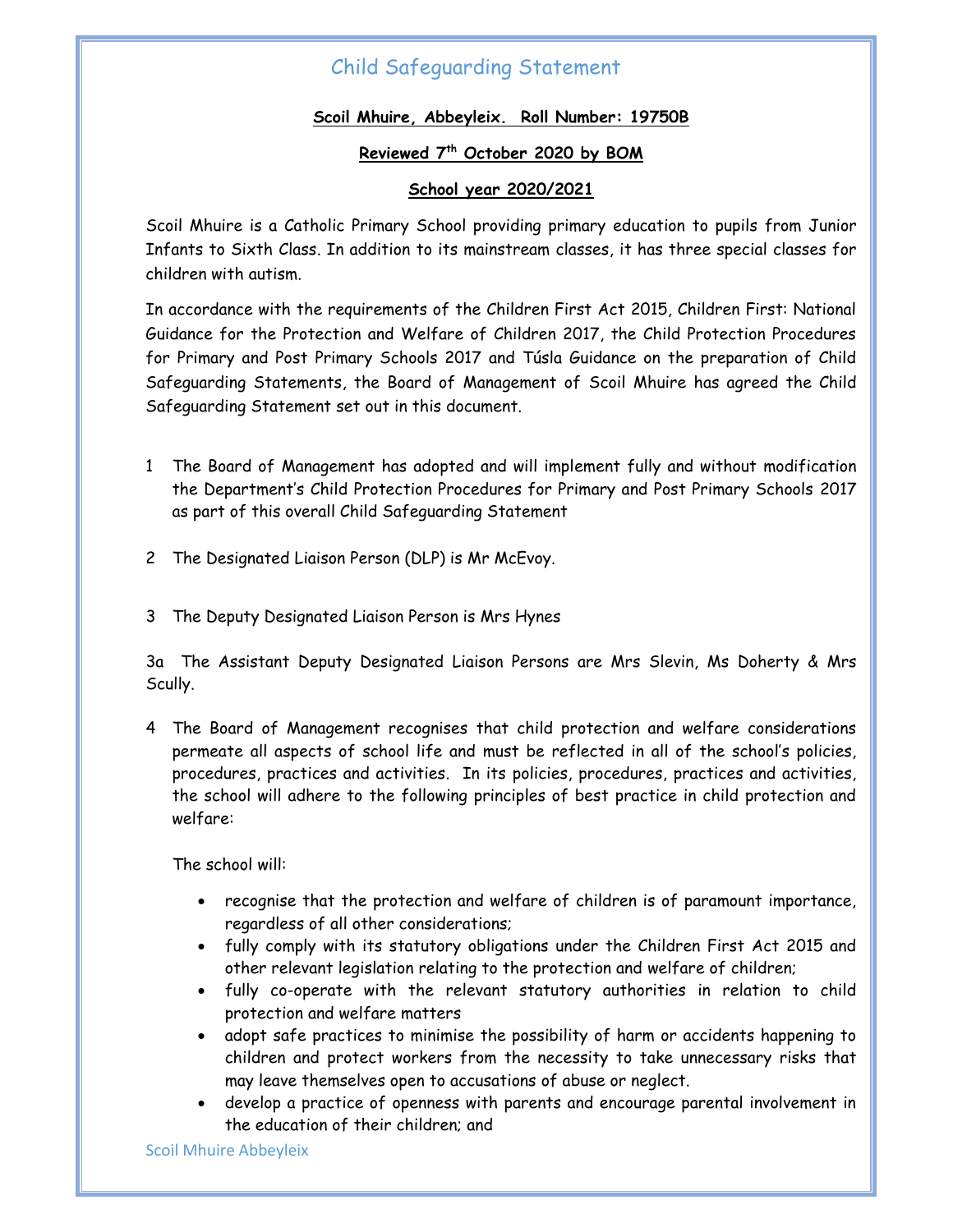# Child Safeguarding Statement

**Scoil Mhuire, Abbeyleix. Roll Number: 19750B**

**Reviewed 7th October 2020 by BOM**

**School year 2020/2021**

Scoil Mhuire is a Catholic Primary School providing primary education to pupils from Junior Infants to Sixth Class. In addition to its mainstream classes, it has three special classes for children with autism.

In accordance with the requirements of the Children First Act 2015, Children First: National Guidance for the Protection and Welfare of Children 2017, the Child Protection Procedures for Primary and Post Primary Schools 2017 and Túsla Guidance on the preparation of Child Safeguarding Statements, the Board of Management of Scoil Mhuire has agreed the Child Safeguarding Statement set out in this document.

1 The Board of Management has adopted and will implement fully and without modification the Department's Child Protection Procedures for Primary and Post Primary Schools 2017 as part of this overall Child Safeguarding Statement

2 The Designated Liaison Person (DLP) is Mr McEvoy.

3 The Deputy Designated Liaison Person is Mrs Hynes

3a The Assistant Deputy Designated Liaison Persons are Mrs Slevin, Ms Doherty & Mrs Scully.

4 The Board of Management recognises that child protection and welfare considerations permeate all aspects of school life and must be reflected in all of the school's policies, procedures, practices and activities. In its policies, procedures, practices and activities, the school will adhere to the following principles of best practice in child protection and welfare:

The school will:

- recognise that the protection and welfare of children is of paramount importance, regardless of all other considerations;
- fully comply with its statutory obligations under the Children First Act 2015 and other relevant legislation relating to the protection and welfare of children;
- fully co-operate with the relevant statutory authorities in relation to child protection and welfare matters
- adopt safe practices to minimise the possibility of harm or accidents happening to children and protect workers from the necessity to take unnecessary risks that may leave themselves open to accusations of abuse or neglect.
- develop a practice of openness with parents and encourage parental involvement in the education of their children; and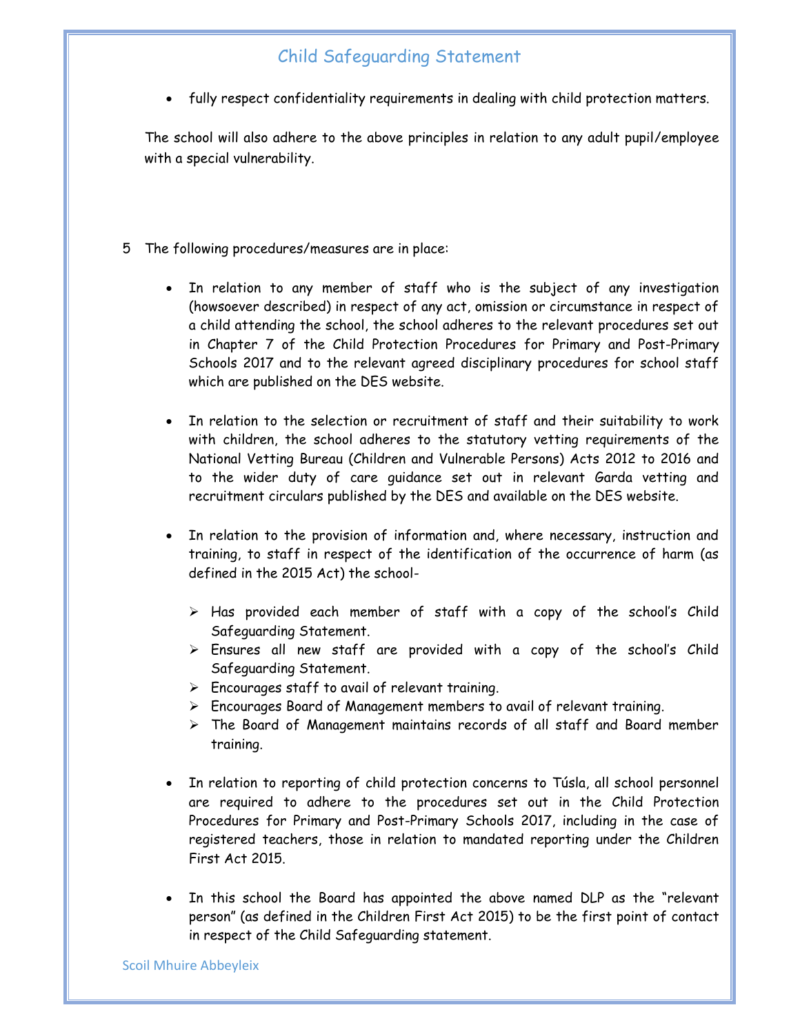- fully respect confidentiality requirements in dealing with child protection matters.

The school will also adhere to the above principles in relation to any adult pupil/employee with a special vulnerability.

5 The following procedures/measures are in place:

- In relation to any member of staff who is the subject of any investigation (howsoever described) in respect of any act, omission or circumstance in respect of a child attending the school, the school adheres to the relevant procedures set out in Chapter 7 of the Child Protection Procedures for Primary and Post-Primary Schools 2017 and to the relevant agreed disciplinary procedures for school staff which are published on the DES website.

- In relation to the selection or recruitment of staff and their suitability to work with children, the school adheres to the statutory vetting requirements of the National Vetting Bureau (Children and Vulnerable Persons) Acts 2012 to 2016 and to the wider duty of care guidance set out in relevant Garda vetting and recruitment circulars published by the DES and available on the DES website.

- In relation to the provision of information and, where necessary, instruction and training, to staff in respect of the identification of the occurrence of harm (as defined in the 2015 Act) the school-
  - Has provided each member of staff with a copy of the school's Child Safeguarding Statement.
  - Ensures all new staff are provided with a copy of the school's Child Safeguarding Statement.
  - Encourages staff to avail of relevant training.
  - Encourages Board of Management members to avail of relevant training.
  - The Board of Management maintains records of all staff and Board member training.

- In relation to reporting of child protection concerns to Túsla, all school personnel are required to adhere to the procedures set out in the Child Protection Procedures for Primary and Post-Primary Schools 2017, including in the case of registered teachers, those in relation to mandated reporting under the Children First Act 2015.

- In this school the Board has appointed the above named DLP as the "relevant person" (as defined in the Children First Act 2015) to be the first point of contact in respect of the Child Safeguarding statement.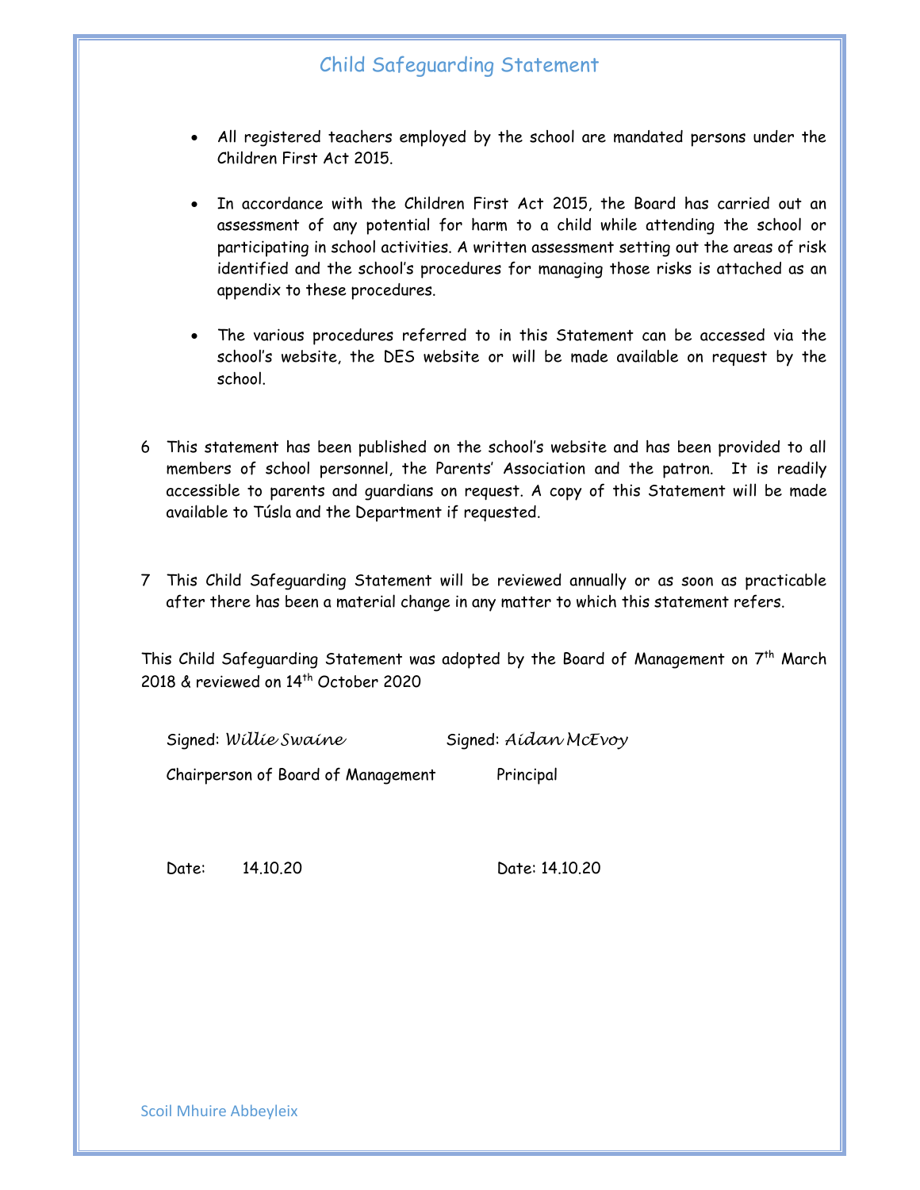## Child Safeguarding Statement

- All registered teachers employed by the school are mandated persons under the Children First Act 2015.

- In accordance with the Children First Act 2015, the Board has carried out an assessment of any potential for harm to a child while attending the school or participating in school activities. A written assessment setting out the areas of risk identified and the school's procedures for managing those risks is attached as an appendix to these procedures.

- The various procedures referred to in this Statement can be accessed via the school's website, the DES website or will be made available on request by the school.

6 This statement has been published on the school's website and has been provided to all members of school personnel, the Parents' Association and the patron. It is readily accessible to parents and guardians on request. A copy of this Statement will be made available to Túsla and the Department if requested.

7 This Child Safeguarding Statement will be reviewed annually or as soon as practicable after there has been a material change in any matter to which this statement refers.

This Child Safeguarding Statement was adopted by the Board of Management on 7th March 2018 & reviewed on 14th October 2020

Signed: *Willie Swaine* Signed: *Aidan McEvoy*

Chairperson of Board of Management Principal

Date: 14.10.20 Date: 14.10.20

Scoil Mhuire Abbeyleix